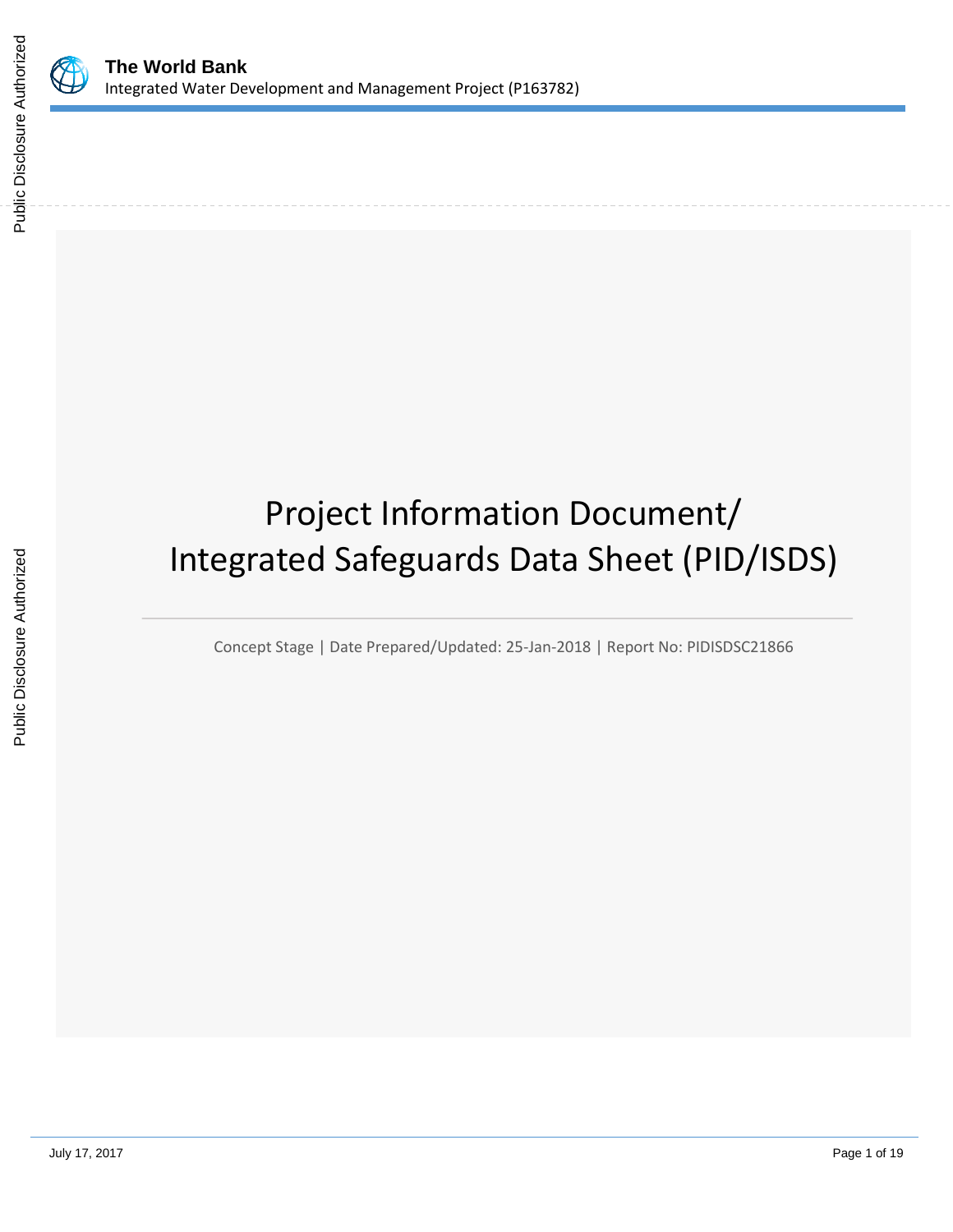# Project Information Document/ Integrated Safeguards Data Sheet (PID/ISDS)

Concept Stage | Date Prepared/Updated: 25-Jan-2018 | Report No: PIDISDSC21866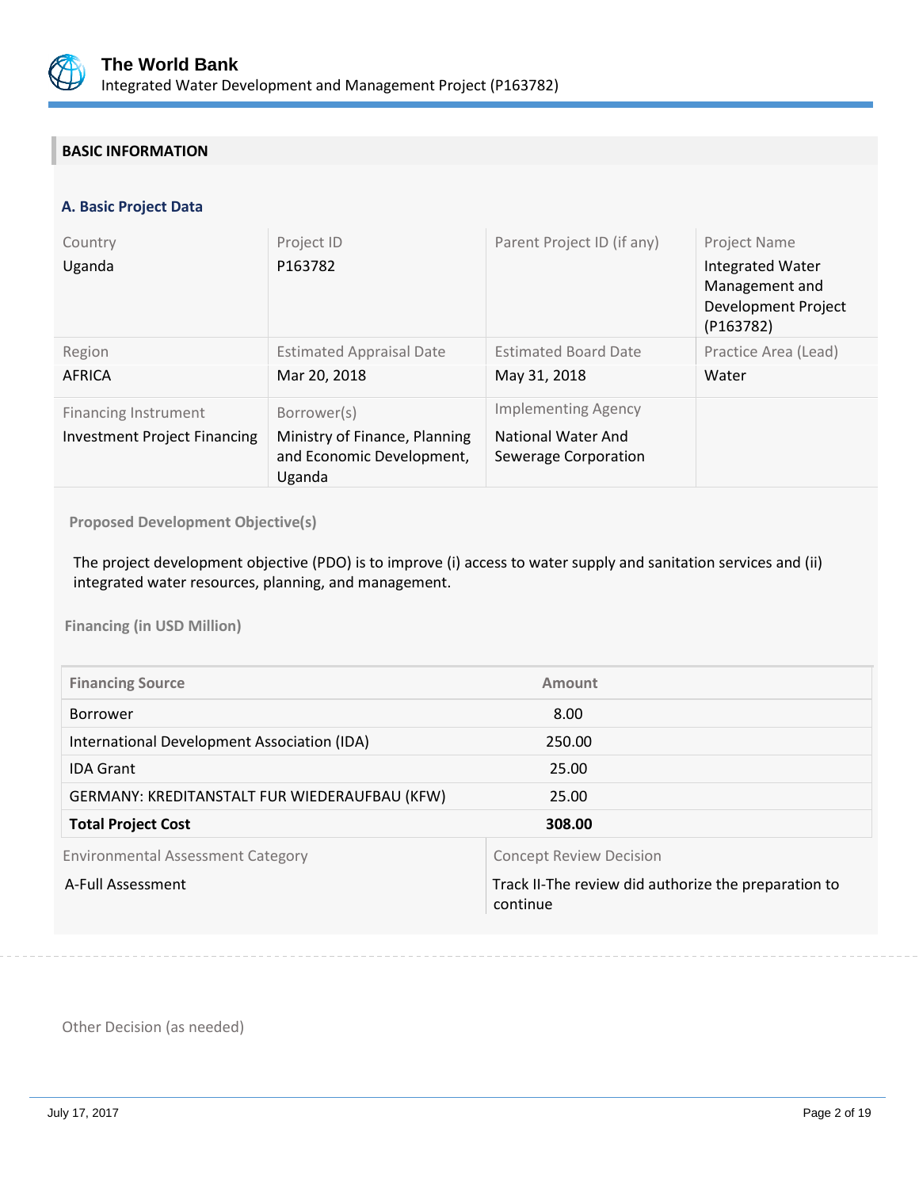## BASIC INFORMATION

### A. Basic Project Data

| Country | Project ID | Parent Project ID (if any) | Project Name |
|---|---|---|---|
| Uganda | P163782 | | Integrated Water Management and Development Project (P163782) |
| **Region** | **Estimated Appraisal Date** | **Estimated Board Date** | **Practice Area (Lead)** |
| AFRICA | Mar 20, 2018 | May 31, 2018 | Water |
| **Financing Instrument** | **Borrower(s)** | **Implementing Agency** | |
| Investment Project Financing | Ministry of Finance, Planning and Economic Development, Uganda | National Water And Sewerage Corporation | |

**Proposed Development Objective(s)**

The project development objective (PDO) is to improve (i) access to water supply and sanitation services and (ii) integrated water resources, planning, and management.

**Financing (in USD Million)**

| Financing Source | Amount |
|---|---|
| Borrower | 8.00 |
| International Development Association (IDA) | 250.00 |
| IDA Grant | 25.00 |
| GERMANY: KREDITANSTALT FUR WIEDERAUFBAU (KFW) | 25.00 |
| **Total Project Cost** | **308.00** |

| Environmental Assessment Category | Concept Review Decision |
|---|---|
| A-Full Assessment | Track II-The review did authorize the preparation to continue |

Other Decision (as needed)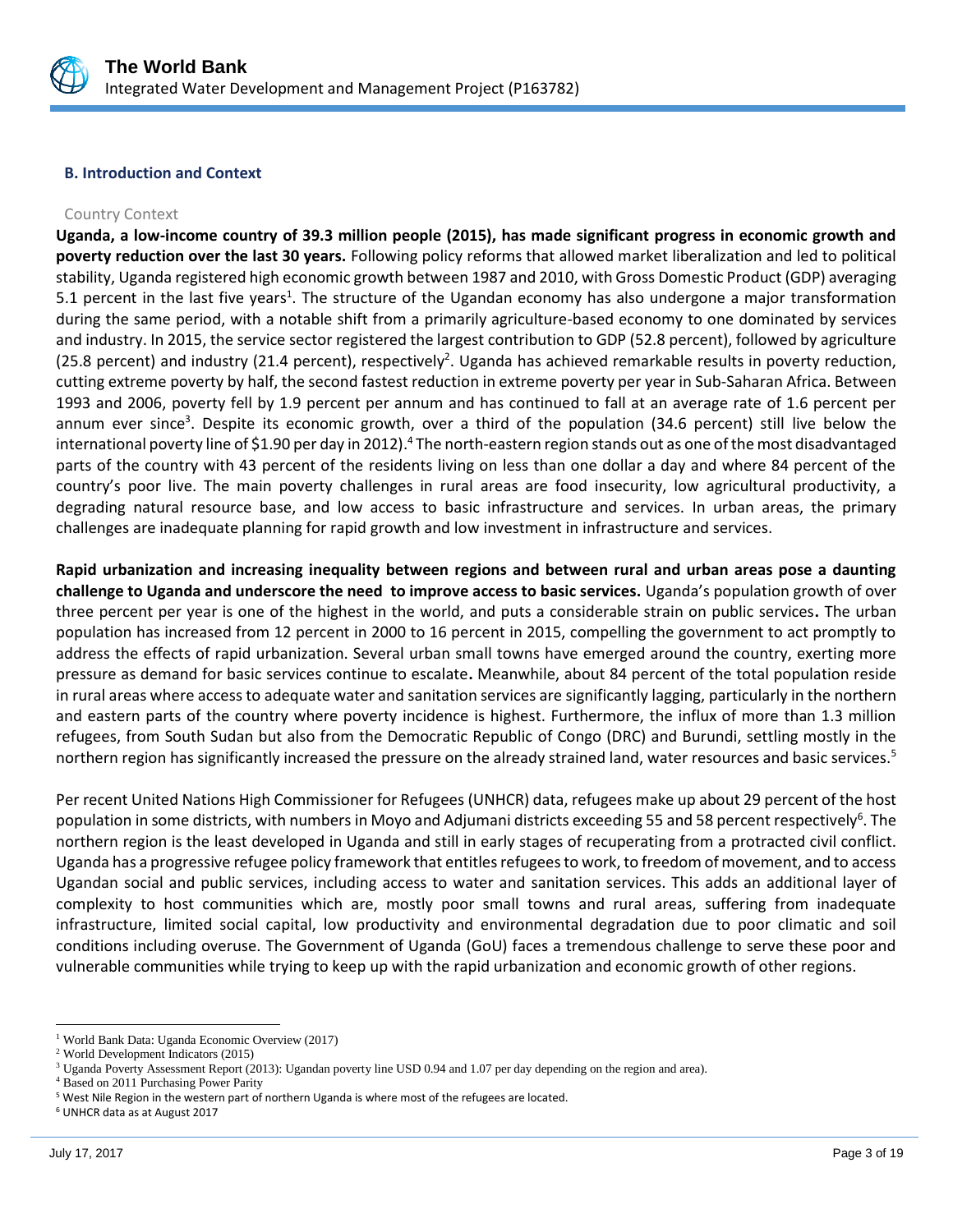## B. Introduction and Context

### Country Context

**Uganda, a low-income country of 39.3 million people (2015), has made significant progress in economic growth and poverty reduction over the last 30 years.** Following policy reforms that allowed market liberalization and led to political stability, Uganda registered high economic growth between 1987 and 2010, with Gross Domestic Product (GDP) averaging 5.1 percent in the last five years[1]. The structure of the Ugandan economy has also undergone a major transformation during the same period, with a notable shift from a primarily agriculture-based economy to one dominated by services and industry. In 2015, the service sector registered the largest contribution to GDP (52.8 percent), followed by agriculture (25.8 percent) and industry (21.4 percent), respectively[2]. Uganda has achieved remarkable results in poverty reduction, cutting extreme poverty by half, the second fastest reduction in extreme poverty per year in Sub-Saharan Africa. Between 1993 and 2006, poverty fell by 1.9 percent per annum and has continued to fall at an average rate of 1.6 percent per annum ever since[3]. Despite its economic growth, over a third of the population (34.6 percent) still live below the international poverty line of $1.90 per day in 2012).[4] The north-eastern region stands out as one of the most disadvantaged parts of the country with 43 percent of the residents living on less than one dollar a day and where 84 percent of the country's poor live. The main poverty challenges in rural areas are food insecurity, low agricultural productivity, a degrading natural resource base, and low access to basic infrastructure and services. In urban areas, the primary challenges are inadequate planning for rapid growth and low investment in infrastructure and services.

**Rapid urbanization and increasing inequality between regions and between rural and urban areas pose a daunting challenge to Uganda and underscore the need to improve access to basic services.** Uganda's population growth of over three percent per year is one of the highest in the world, and puts a considerable strain on public services**.** The urban population has increased from 12 percent in 2000 to 16 percent in 2015, compelling the government to act promptly to address the effects of rapid urbanization. Several urban small towns have emerged around the country, exerting more pressure as demand for basic services continue to escalate**.** Meanwhile, about 84 percent of the total population reside in rural areas where access to adequate water and sanitation services are significantly lagging, particularly in the northern and eastern parts of the country where poverty incidence is highest. Furthermore, the influx of more than 1.3 million refugees, from South Sudan but also from the Democratic Republic of Congo (DRC) and Burundi, settling mostly in the northern region has significantly increased the pressure on the already strained land, water resources and basic services.[5]

Per recent United Nations High Commissioner for Refugees (UNHCR) data, refugees make up about 29 percent of the host population in some districts, with numbers in Moyo and Adjumani districts exceeding 55 and 58 percent respectively[6]. The northern region is the least developed in Uganda and still in early stages of recuperating from a protracted civil conflict. Uganda has a progressive refugee policy framework that entitles refugees to work, to freedom of movement, and to access Ugandan social and public services, including access to water and sanitation services. This adds an additional layer of complexity to host communities which are, mostly poor small towns and rural areas, suffering from inadequate infrastructure, limited social capital, low productivity and environmental degradation due to poor climatic and soil conditions including overuse. The Government of Uganda (GoU) faces a tremendous challenge to serve these poor and vulnerable communities while trying to keep up with the rapid urbanization and economic growth of other regions.

---

[1] World Bank Data: Uganda Economic Overview (2017)

[2] World Development Indicators (2015)

[3] Uganda Poverty Assessment Report (2013): Ugandan poverty line USD 0.94 and 1.07 per day depending on the region and area).

[4] Based on 2011 Purchasing Power Parity

[5] West Nile Region in the western part of northern Uganda is where most of the refugees are located.

[6] UNHCR data as at August 2017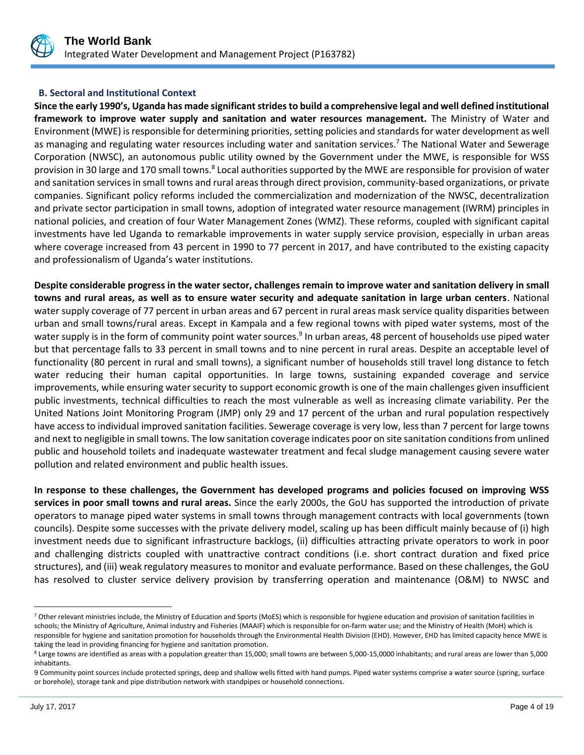### B. Sectoral and Institutional Context

**Since the early 1990's, Uganda has made significant strides to build a comprehensive legal and well defined institutional framework to improve water supply and sanitation and water resources management.** The Ministry of Water and Environment (MWE) is responsible for determining priorities, setting policies and standards for water development as well as managing and regulating water resources including water and sanitation services.[7] The National Water and Sewerage Corporation (NWSC), an autonomous public utility owned by the Government under the MWE, is responsible for WSS provision in 30 large and 170 small towns.[8] Local authorities supported by the MWE are responsible for provision of water and sanitation services in small towns and rural areas through direct provision, community-based organizations, or private companies. Significant policy reforms included the commercialization and modernization of the NWSC, decentralization and private sector participation in small towns, adoption of integrated water resource management (IWRM) principles in national policies, and creation of four Water Management Zones (WMZ). These reforms, coupled with significant capital investments have led Uganda to remarkable improvements in water supply service provision, especially in urban areas where coverage increased from 43 percent in 1990 to 77 percent in 2017, and have contributed to the existing capacity and professionalism of Uganda's water institutions.

**Despite considerable progress in the water sector, challenges remain to improve water and sanitation delivery in small towns and rural areas, as well as to ensure water security and adequate sanitation in large urban centers**. National water supply coverage of 77 percent in urban areas and 67 percent in rural areas mask service quality disparities between urban and small towns/rural areas. Except in Kampala and a few regional towns with piped water systems, most of the water supply is in the form of community point water sources.[9] In urban areas, 48 percent of households use piped water but that percentage falls to 33 percent in small towns and to nine percent in rural areas. Despite an acceptable level of functionality (80 percent in rural and small towns), a significant number of households still travel long distance to fetch water reducing their human capital opportunities. In large towns, sustaining expanded coverage and service improvements, while ensuring water security to support economic growth is one of the main challenges given insufficient public investments, technical difficulties to reach the most vulnerable as well as increasing climate variability. Per the United Nations Joint Monitoring Program (JMP) only 29 and 17 percent of the urban and rural population respectively have access to individual improved sanitation facilities. Sewerage coverage is very low, less than 7 percent for large towns and next to negligible in small towns. The low sanitation coverage indicates poor on site sanitation conditions from unlined public and household toilets and inadequate wastewater treatment and fecal sludge management causing severe water pollution and related environment and public health issues.

**In response to these challenges, the Government has developed programs and policies focused on improving WSS services in poor small towns and rural areas.** Since the early 2000s, the GoU has supported the introduction of private operators to manage piped water systems in small towns through management contracts with local governments (town councils). Despite some successes with the private delivery model, scaling up has been difficult mainly because of (i) high investment needs due to significant infrastructure backlogs, (ii) difficulties attracting private operators to work in poor and challenging districts coupled with unattractive contract conditions (i.e. short contract duration and fixed price structures), and (iii) weak regulatory measures to monitor and evaluate performance. Based on these challenges, the GoU has resolved to cluster service delivery provision by transferring operation and maintenance (O&M) to NWSC and

---

[7] Other relevant ministries include, the Ministry of Education and Sports (MoES) which is responsible for hygiene education and provision of sanitation facilities in schools; the Ministry of Agriculture, Animal industry and Fisheries (MAAIF) which is responsible for on-farm water use; and the Ministry of Health (MoH) which is responsible for hygiene and sanitation promotion for households through the Environmental Health Division (EHD). However, EHD has limited capacity hence MWE is taking the lead in providing financing for hygiene and sanitation promotion.

[8] Large towns are identified as areas with a population greater than 15,000; small towns are between 5,000-15,0000 inhabitants; and rural areas are lower than 5,000 inhabitants.

[9] Community point sources include protected springs, deep and shallow wells fitted with hand pumps. Piped water systems comprise a water source (spring, surface or borehole), storage tank and pipe distribution network with standpipes or household connections.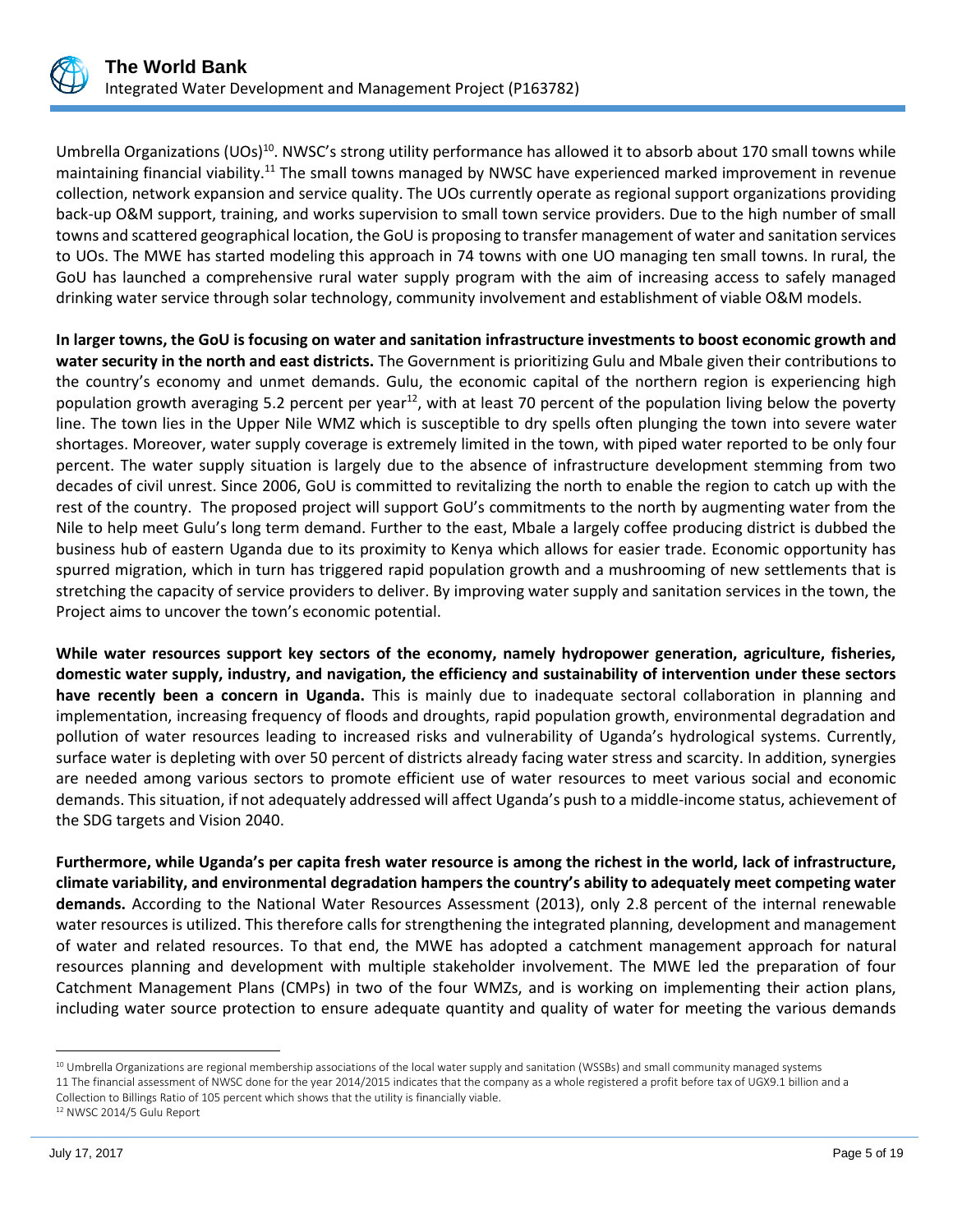Umbrella Organizations (UOs)[10]. NWSC's strong utility performance has allowed it to absorb about 170 small towns while maintaining financial viability.[11] The small towns managed by NWSC have experienced marked improvement in revenue collection, network expansion and service quality. The UOs currently operate as regional support organizations providing back-up O&M support, training, and works supervision to small town service providers. Due to the high number of small towns and scattered geographical location, the GoU is proposing to transfer management of water and sanitation services to UOs. The MWE has started modeling this approach in 74 towns with one UO managing ten small towns. In rural, the GoU has launched a comprehensive rural water supply program with the aim of increasing access to safely managed drinking water service through solar technology, community involvement and establishment of viable O&M models.

**In larger towns, the GoU is focusing on water and sanitation infrastructure investments to boost economic growth and water security in the north and east districts.** The Government is prioritizing Gulu and Mbale given their contributions to the country's economy and unmet demands. Gulu, the economic capital of the northern region is experiencing high population growth averaging 5.2 percent per year[12], with at least 70 percent of the population living below the poverty line. The town lies in the Upper Nile WMZ which is susceptible to dry spells often plunging the town into severe water shortages. Moreover, water supply coverage is extremely limited in the town, with piped water reported to be only four percent. The water supply situation is largely due to the absence of infrastructure development stemming from two decades of civil unrest. Since 2006, GoU is committed to revitalizing the north to enable the region to catch up with the rest of the country. The proposed project will support GoU's commitments to the north by augmenting water from the Nile to help meet Gulu's long term demand. Further to the east, Mbale a largely coffee producing district is dubbed the business hub of eastern Uganda due to its proximity to Kenya which allows for easier trade. Economic opportunity has spurred migration, which in turn has triggered rapid population growth and a mushrooming of new settlements that is stretching the capacity of service providers to deliver. By improving water supply and sanitation services in the town, the Project aims to uncover the town's economic potential.

**While water resources support key sectors of the economy, namely hydropower generation, agriculture, fisheries, domestic water supply, industry, and navigation, the efficiency and sustainability of intervention under these sectors have recently been a concern in Uganda.** This is mainly due to inadequate sectoral collaboration in planning and implementation, increasing frequency of floods and droughts, rapid population growth, environmental degradation and pollution of water resources leading to increased risks and vulnerability of Uganda's hydrological systems. Currently, surface water is depleting with over 50 percent of districts already facing water stress and scarcity. In addition, synergies are needed among various sectors to promote efficient use of water resources to meet various social and economic demands. This situation, if not adequately addressed will affect Uganda's push to a middle-income status, achievement of the SDG targets and Vision 2040.

**Furthermore, while Uganda's per capita fresh water resource is among the richest in the world, lack of infrastructure, climate variability, and environmental degradation hampers the country's ability to adequately meet competing water demands.** According to the National Water Resources Assessment (2013), only 2.8 percent of the internal renewable water resources is utilized. This therefore calls for strengthening the integrated planning, development and management of water and related resources. To that end, the MWE has adopted a catchment management approach for natural resources planning and development with multiple stakeholder involvement. The MWE led the preparation of four Catchment Management Plans (CMPs) in two of the four WMZs, and is working on implementing their action plans, including water source protection to ensure adequate quantity and quality of water for meeting the various demands

---

[10] Umbrella Organizations are regional membership associations of the local water supply and sanitation (WSSBs) and small community managed systems

[11] The financial assessment of NWSC done for the year 2014/2015 indicates that the company as a whole registered a profit before tax of UGX9.1 billion and a Collection to Billings Ratio of 105 percent which shows that the utility is financially viable.

[12] NWSC 2014/5 Gulu Report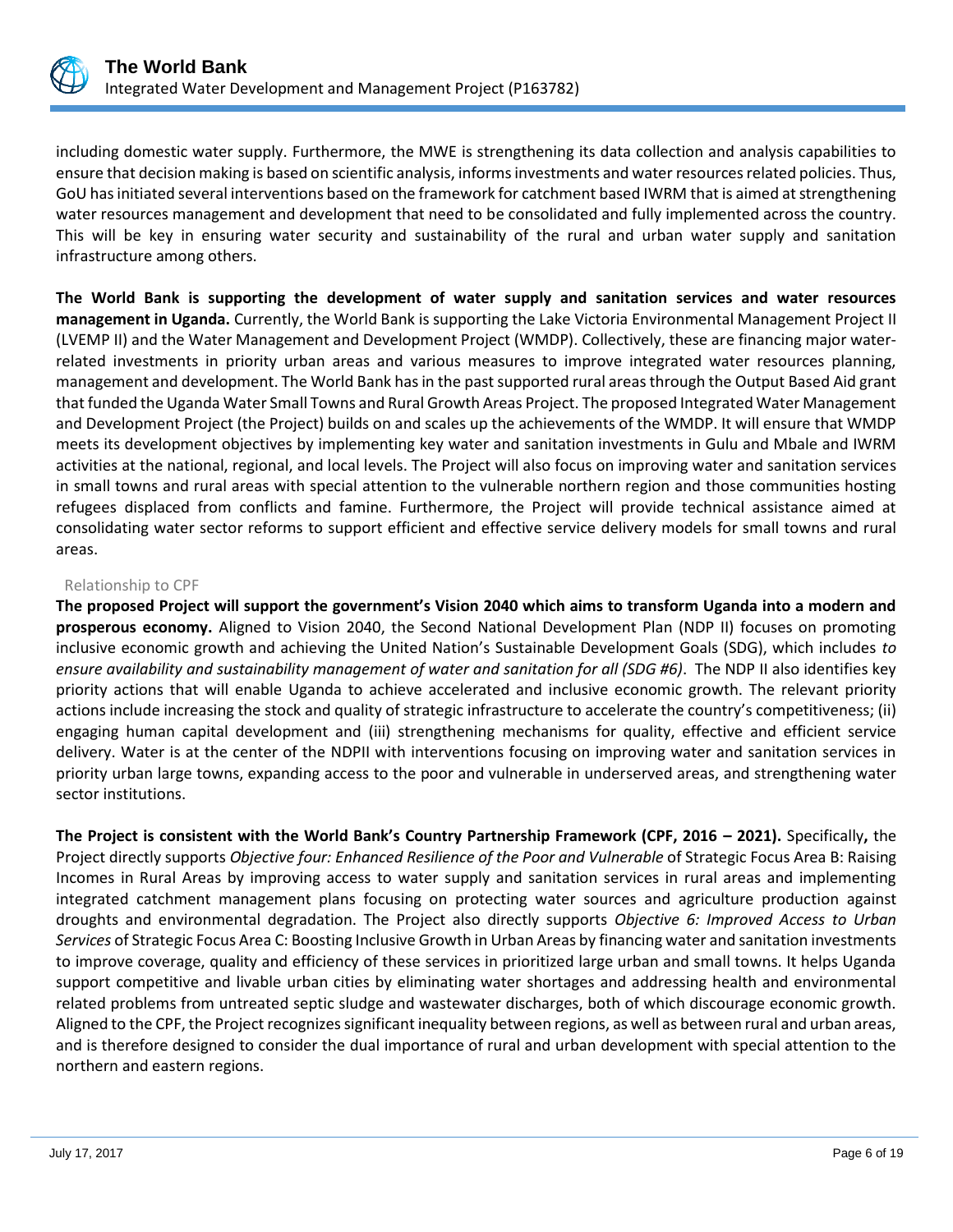including domestic water supply. Furthermore, the MWE is strengthening its data collection and analysis capabilities to ensure that decision making is based on scientific analysis, informs investments and water resources related policies. Thus, GoU has initiated several interventions based on the framework for catchment based IWRM that is aimed at strengthening water resources management and development that need to be consolidated and fully implemented across the country. This will be key in ensuring water security and sustainability of the rural and urban water supply and sanitation infrastructure among others.

**The World Bank is supporting the development of water supply and sanitation services and water resources management in Uganda.** Currently, the World Bank is supporting the Lake Victoria Environmental Management Project II (LVEMP II) and the Water Management and Development Project (WMDP). Collectively, these are financing major water-related investments in priority urban areas and various measures to improve integrated water resources planning, management and development. The World Bank has in the past supported rural areas through the Output Based Aid grant that funded the Uganda Water Small Towns and Rural Growth Areas Project. The proposed Integrated Water Management and Development Project (the Project) builds on and scales up the achievements of the WMDP. It will ensure that WMDP meets its development objectives by implementing key water and sanitation investments in Gulu and Mbale and IWRM activities at the national, regional, and local levels. The Project will also focus on improving water and sanitation services in small towns and rural areas with special attention to the vulnerable northern region and those communities hosting refugees displaced from conflicts and famine. Furthermore, the Project will provide technical assistance aimed at consolidating water sector reforms to support efficient and effective service delivery models for small towns and rural areas.

Relationship to CPF

**The proposed Project will support the government's Vision 2040 which aims to transform Uganda into a modern and prosperous economy.** Aligned to Vision 2040, the Second National Development Plan (NDP II) focuses on promoting inclusive economic growth and achieving the United Nation's Sustainable Development Goals (SDG), which includes *to ensure availability and sustainability management of water and sanitation for all (SDG #6)*. The NDP II also identifies key priority actions that will enable Uganda to achieve accelerated and inclusive economic growth. The relevant priority actions include increasing the stock and quality of strategic infrastructure to accelerate the country's competitiveness; (ii) engaging human capital development and (iii) strengthening mechanisms for quality, effective and efficient service delivery. Water is at the center of the NDPII with interventions focusing on improving water and sanitation services in priority urban large towns, expanding access to the poor and vulnerable in underserved areas, and strengthening water sector institutions.

**The Project is consistent with the World Bank's Country Partnership Framework (CPF, 2016 – 2021).** Specifically**,** the Project directly supports *Objective four: Enhanced Resilience of the Poor and Vulnerable* of Strategic Focus Area B: Raising Incomes in Rural Areas by improving access to water supply and sanitation services in rural areas and implementing integrated catchment management plans focusing on protecting water sources and agriculture production against droughts and environmental degradation. The Project also directly supports *Objective 6: Improved Access to Urban Services* of Strategic Focus Area C: Boosting Inclusive Growth in Urban Areas by financing water and sanitation investments to improve coverage, quality and efficiency of these services in prioritized large urban and small towns. It helps Uganda support competitive and livable urban cities by eliminating water shortages and addressing health and environmental related problems from untreated septic sludge and wastewater discharges, both of which discourage economic growth. Aligned to the CPF, the Project recognizes significant inequality between regions, as well as between rural and urban areas, and is therefore designed to consider the dual importance of rural and urban development with special attention to the northern and eastern regions.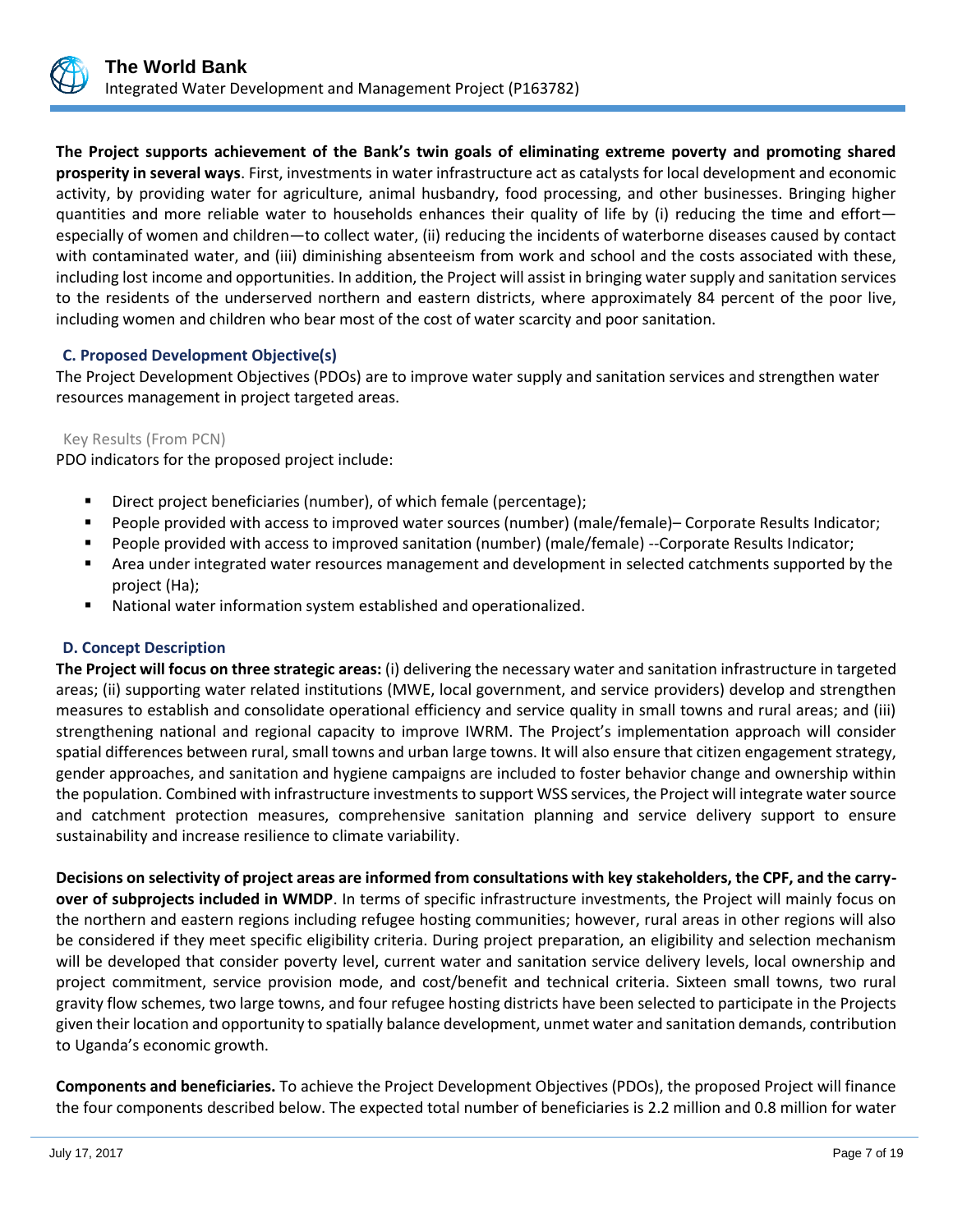**The Project supports achievement of the Bank's twin goals of eliminating extreme poverty and promoting shared prosperity in several ways**. First, investments in water infrastructure act as catalysts for local development and economic activity, by providing water for agriculture, animal husbandry, food processing, and other businesses. Bringing higher quantities and more reliable water to households enhances their quality of life by (i) reducing the time and effort—especially of women and children—to collect water, (ii) reducing the incidents of waterborne diseases caused by contact with contaminated water, and (iii) diminishing absenteeism from work and school and the costs associated with these, including lost income and opportunities. In addition, the Project will assist in bringing water supply and sanitation services to the residents of the underserved northern and eastern districts, where approximately 84 percent of the poor live, including women and children who bear most of the cost of water scarcity and poor sanitation.

### C. Proposed Development Objective(s)

The Project Development Objectives (PDOs) are to improve water supply and sanitation services and strengthen water resources management in project targeted areas.

Key Results (From PCN)

PDO indicators for the proposed project include:

- Direct project beneficiaries (number), of which female (percentage);
- People provided with access to improved water sources (number) (male/female)– Corporate Results Indicator;
- People provided with access to improved sanitation (number) (male/female) --Corporate Results Indicator;
- Area under integrated water resources management and development in selected catchments supported by the project (Ha);
- National water information system established and operationalized.

### D. Concept Description

**The Project will focus on three strategic areas:** (i) delivering the necessary water and sanitation infrastructure in targeted areas; (ii) supporting water related institutions (MWE, local government, and service providers) develop and strengthen measures to establish and consolidate operational efficiency and service quality in small towns and rural areas; and (iii) strengthening national and regional capacity to improve IWRM. The Project's implementation approach will consider spatial differences between rural, small towns and urban large towns. It will also ensure that citizen engagement strategy, gender approaches, and sanitation and hygiene campaigns are included to foster behavior change and ownership within the population. Combined with infrastructure investments to support WSS services, the Project will integrate water source and catchment protection measures, comprehensive sanitation planning and service delivery support to ensure sustainability and increase resilience to climate variability.

**Decisions on selectivity of project areas are informed from consultations with key stakeholders, the CPF, and the carry-over of subprojects included in WMDP**. In terms of specific infrastructure investments, the Project will mainly focus on the northern and eastern regions including refugee hosting communities; however, rural areas in other regions will also be considered if they meet specific eligibility criteria. During project preparation, an eligibility and selection mechanism will be developed that consider poverty level, current water and sanitation service delivery levels, local ownership and project commitment, service provision mode, and cost/benefit and technical criteria. Sixteen small towns, two rural gravity flow schemes, two large towns, and four refugee hosting districts have been selected to participate in the Projects given their location and opportunity to spatially balance development, unmet water and sanitation demands, contribution to Uganda's economic growth.

**Components and beneficiaries.** To achieve the Project Development Objectives (PDOs), the proposed Project will finance the four components described below. The expected total number of beneficiaries is 2.2 million and 0.8 million for water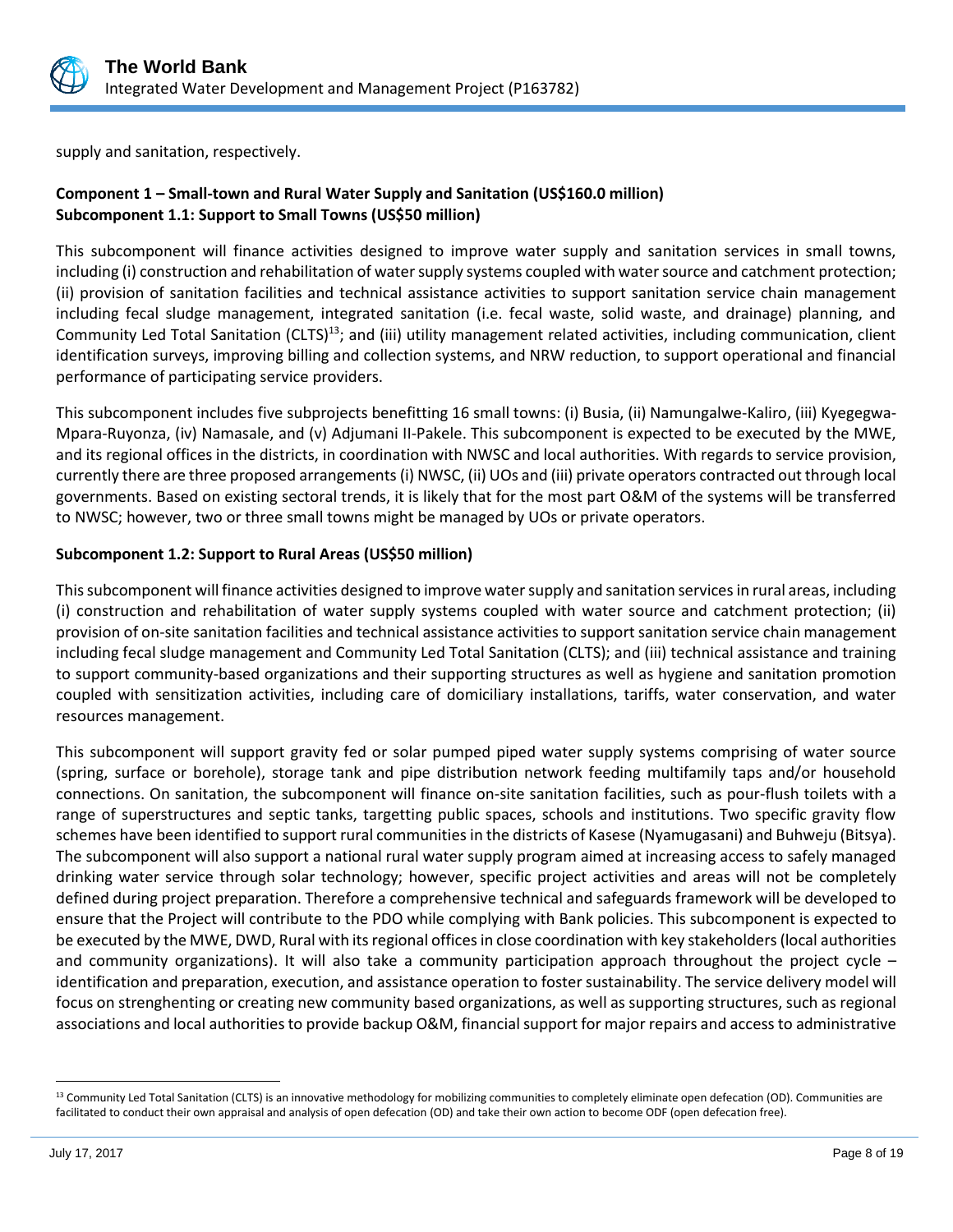supply and sanitation, respectively.

**Component 1 – Small-town and Rural Water Supply and Sanitation (US$160.0 million)**
**Subcomponent 1.1: Support to Small Towns (US$50 million)**

This subcomponent will finance activities designed to improve water supply and sanitation services in small towns, including (i) construction and rehabilitation of water supply systems coupled with water source and catchment protection; (ii) provision of sanitation facilities and technical assistance activities to support sanitation service chain management including fecal sludge management, integrated sanitation (i.e. fecal waste, solid waste, and drainage) planning, and Community Led Total Sanitation (CLTS)[13]; and (iii) utility management related activities, including communication, client identification surveys, improving billing and collection systems, and NRW reduction, to support operational and financial performance of participating service providers.

This subcomponent includes five subprojects benefitting 16 small towns: (i) Busia, (ii) Namungalwe-Kaliro, (iii) Kyegegwa-Mpara-Ruyonza, (iv) Namasale, and (v) Adjumani II-Pakele. This subcomponent is expected to be executed by the MWE, and its regional offices in the districts, in coordination with NWSC and local authorities. With regards to service provision, currently there are three proposed arrangements (i) NWSC, (ii) UOs and (iii) private operators contracted out through local governments. Based on existing sectoral trends, it is likely that for the most part O&M of the systems will be transferred to NWSC; however, two or three small towns might be managed by UOs or private operators.

**Subcomponent 1.2: Support to Rural Areas (US$50 million)**

This subcomponent will finance activities designed to improve water supply and sanitation services in rural areas, including (i) construction and rehabilitation of water supply systems coupled with water source and catchment protection; (ii) provision of on-site sanitation facilities and technical assistance activities to support sanitation service chain management including fecal sludge management and Community Led Total Sanitation (CLTS); and (iii) technical assistance and training to support community-based organizations and their supporting structures as well as hygiene and sanitation promotion coupled with sensitization activities, including care of domiciliary installations, tariffs, water conservation, and water resources management.

This subcomponent will support gravity fed or solar pumped piped water supply systems comprising of water source (spring, surface or borehole), storage tank and pipe distribution network feeding multifamily taps and/or household connections. On sanitation, the subcomponent will finance on-site sanitation facilities, such as pour-flush toilets with a range of superstructures and septic tanks, targetting public spaces, schools and institutions. Two specific gravity flow schemes have been identified to support rural communities in the districts of Kasese (Nyamugasani) and Buhweju (Bitsya). The subcomponent will also support a national rural water supply program aimed at increasing access to safely managed drinking water service through solar technology; however, specific project activities and areas will not be completely defined during project preparation. Therefore a comprehensive technical and safeguards framework will be developed to ensure that the Project will contribute to the PDO while complying with Bank policies. This subcomponent is expected to be executed by the MWE, DWD, Rural with its regional offices in close coordination with key stakeholders (local authorities and community organizations). It will also take a community participation approach throughout the project cycle – identification and preparation, execution, and assistance operation to foster sustainability. The service delivery model will focus on strenghenting or creating new community based organizations, as well as supporting structures, such as regional associations and local authorities to provide backup O&M, financial support for major repairs and access to administrative

[13] Community Led Total Sanitation (CLTS) is an innovative methodology for mobilizing communities to completely eliminate open defecation (OD). Communities are facilitated to conduct their own appraisal and analysis of open defecation (OD) and take their own action to become ODF (open defecation free).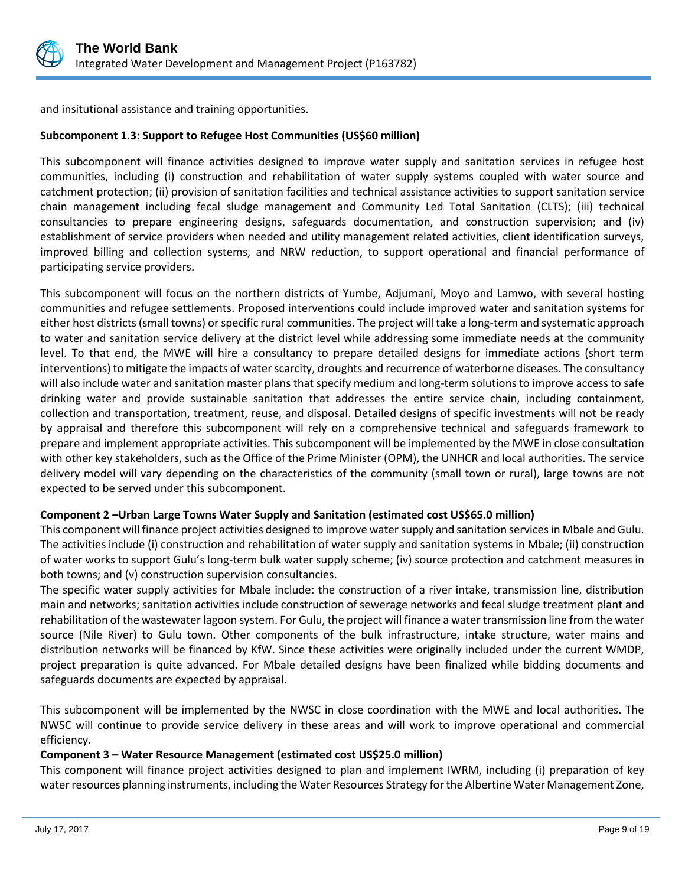and insitutional assistance and training opportunities.

**Subcomponent 1.3: Support to Refugee Host Communities (US$60 million)**

This subcomponent will finance activities designed to improve water supply and sanitation services in refugee host communities, including (i) construction and rehabilitation of water supply systems coupled with water source and catchment protection; (ii) provision of sanitation facilities and technical assistance activities to support sanitation service chain management including fecal sludge management and Community Led Total Sanitation (CLTS); (iii) technical consultancies to prepare engineering designs, safeguards documentation, and construction supervision; and (iv) establishment of service providers when needed and utility management related activities, client identification surveys, improved billing and collection systems, and NRW reduction, to support operational and financial performance of participating service providers.

This subcomponent will focus on the northern districts of Yumbe, Adjumani, Moyo and Lamwo, with several hosting communities and refugee settlements. Proposed interventions could include improved water and sanitation systems for either host districts (small towns) or specific rural communities. The project will take a long-term and systematic approach to water and sanitation service delivery at the district level while addressing some immediate needs at the community level. To that end, the MWE will hire a consultancy to prepare detailed designs for immediate actions (short term interventions) to mitigate the impacts of water scarcity, droughts and recurrence of waterborne diseases. The consultancy will also include water and sanitation master plans that specify medium and long-term solutions to improve access to safe drinking water and provide sustainable sanitation that addresses the entire service chain, including containment, collection and transportation, treatment, reuse, and disposal. Detailed designs of specific investments will not be ready by appraisal and therefore this subcomponent will rely on a comprehensive technical and safeguards framework to prepare and implement appropriate activities. This subcomponent will be implemented by the MWE in close consultation with other key stakeholders, such as the Office of the Prime Minister (OPM), the UNHCR and local authorities. The service delivery model will vary depending on the characteristics of the community (small town or rural), large towns are not expected to be served under this subcomponent.

**Component 2 –Urban Large Towns Water Supply and Sanitation (estimated cost US$65.0 million)**

This component will finance project activities designed to improve water supply and sanitation services in Mbale and Gulu. The activities include (i) construction and rehabilitation of water supply and sanitation systems in Mbale; (ii) construction of water works to support Gulu's long-term bulk water supply scheme; (iv) source protection and catchment measures in both towns; and (v) construction supervision consultancies.

The specific water supply activities for Mbale include: the construction of a river intake, transmission line, distribution main and networks; sanitation activities include construction of sewerage networks and fecal sludge treatment plant and rehabilitation of the wastewater lagoon system. For Gulu, the project will finance a water transmission line from the water source (Nile River) to Gulu town. Other components of the bulk infrastructure, intake structure, water mains and distribution networks will be financed by KfW. Since these activities were originally included under the current WMDP, project preparation is quite advanced. For Mbale detailed designs have been finalized while bidding documents and safeguards documents are expected by appraisal.

This subcomponent will be implemented by the NWSC in close coordination with the MWE and local authorities. The NWSC will continue to provide service delivery in these areas and will work to improve operational and commercial efficiency.

**Component 3 – Water Resource Management (estimated cost US$25.0 million)**

This component will finance project activities designed to plan and implement IWRM, including (i) preparation of key water resources planning instruments, including the Water Resources Strategy for the Albertine Water Management Zone,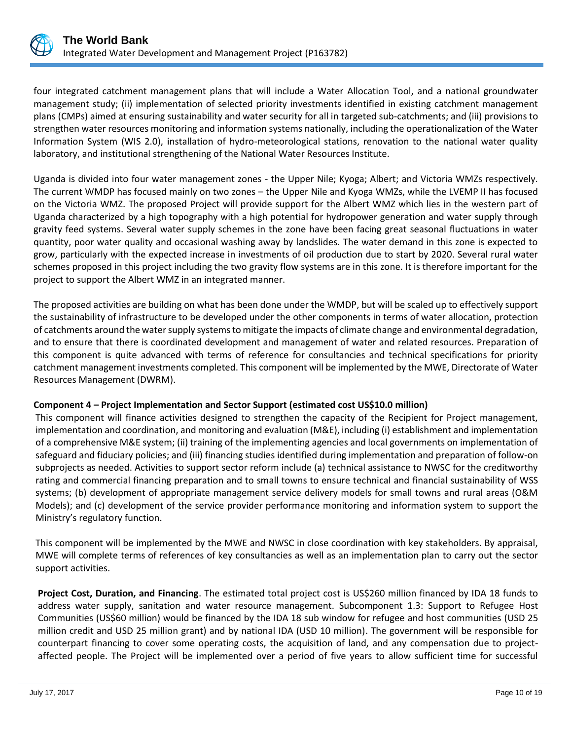four integrated catchment management plans that will include a Water Allocation Tool, and a national groundwater management study; (ii) implementation of selected priority investments identified in existing catchment management plans (CMPs) aimed at ensuring sustainability and water security for all in targeted sub-catchments; and (iii) provisions to strengthen water resources monitoring and information systems nationally, including the operationalization of the Water Information System (WIS 2.0), installation of hydro-meteorological stations, renovation to the national water quality laboratory, and institutional strengthening of the National Water Resources Institute.

Uganda is divided into four water management zones - the Upper Nile; Kyoga; Albert; and Victoria WMZs respectively. The current WMDP has focused mainly on two zones – the Upper Nile and Kyoga WMZs, while the LVEMP II has focused on the Victoria WMZ. The proposed Project will provide support for the Albert WMZ which lies in the western part of Uganda characterized by a high topography with a high potential for hydropower generation and water supply through gravity feed systems. Several water supply schemes in the zone have been facing great seasonal fluctuations in water quantity, poor water quality and occasional washing away by landslides. The water demand in this zone is expected to grow, particularly with the expected increase in investments of oil production due to start by 2020. Several rural water schemes proposed in this project including the two gravity flow systems are in this zone. It is therefore important for the project to support the Albert WMZ in an integrated manner.

The proposed activities are building on what has been done under the WMDP, but will be scaled up to effectively support the sustainability of infrastructure to be developed under the other components in terms of water allocation, protection of catchments around the water supply systems to mitigate the impacts of climate change and environmental degradation, and to ensure that there is coordinated development and management of water and related resources. Preparation of this component is quite advanced with terms of reference for consultancies and technical specifications for priority catchment management investments completed. This component will be implemented by the MWE, Directorate of Water Resources Management (DWRM).

**Component 4 – Project Implementation and Sector Support (estimated cost US$10.0 million)**

This component will finance activities designed to strengthen the capacity of the Recipient for Project management, implementation and coordination, and monitoring and evaluation (M&E), including (i) establishment and implementation of a comprehensive M&E system; (ii) training of the implementing agencies and local governments on implementation of safeguard and fiduciary policies; and (iii) financing studies identified during implementation and preparation of follow-on subprojects as needed. Activities to support sector reform include (a) technical assistance to NWSC for the creditworthy rating and commercial financing preparation and to small towns to ensure technical and financial sustainability of WSS systems; (b) development of appropriate management service delivery models for small towns and rural areas (O&M Models); and (c) development of the service provider performance monitoring and information system to support the Ministry's regulatory function.

This component will be implemented by the MWE and NWSC in close coordination with key stakeholders. By appraisal, MWE will complete terms of references of key consultancies as well as an implementation plan to carry out the sector support activities.

**Project Cost, Duration, and Financing**. The estimated total project cost is US$260 million financed by IDA 18 funds to address water supply, sanitation and water resource management. Subcomponent 1.3: Support to Refugee Host Communities (US$60 million) would be financed by the IDA 18 sub window for refugee and host communities (USD 25 million credit and USD 25 million grant) and by national IDA (USD 10 million). The government will be responsible for counterpart financing to cover some operating costs, the acquisition of land, and any compensation due to project-affected people. The Project will be implemented over a period of five years to allow sufficient time for successful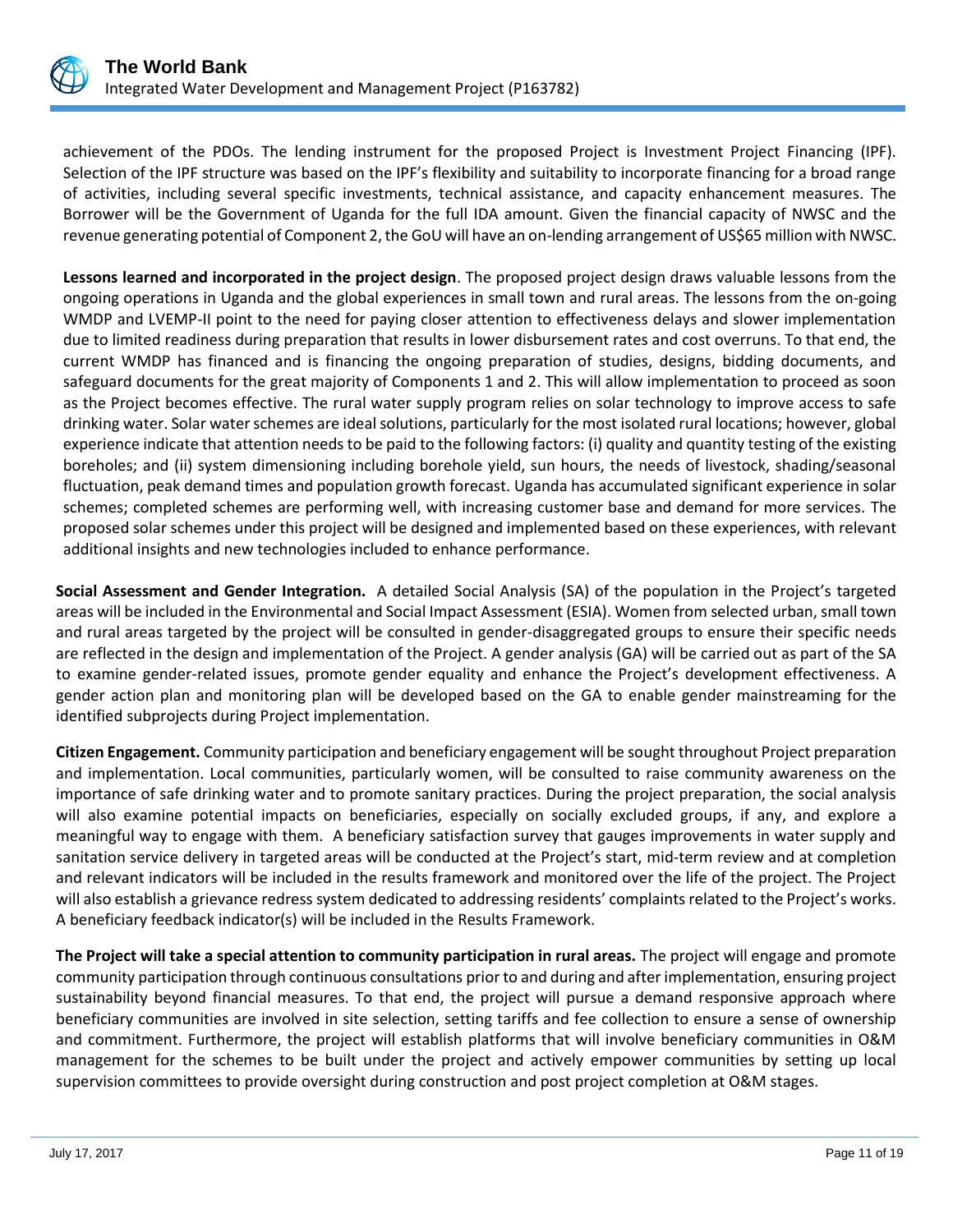achievement of the PDOs. The lending instrument for the proposed Project is Investment Project Financing (IPF). Selection of the IPF structure was based on the IPF's flexibility and suitability to incorporate financing for a broad range of activities, including several specific investments, technical assistance, and capacity enhancement measures. The Borrower will be the Government of Uganda for the full IDA amount. Given the financial capacity of NWSC and the revenue generating potential of Component 2, the GoU will have an on-lending arrangement of US$65 million with NWSC.

**Lessons learned and incorporated in the project design**. The proposed project design draws valuable lessons from the ongoing operations in Uganda and the global experiences in small town and rural areas. The lessons from the on-going WMDP and LVEMP-II point to the need for paying closer attention to effectiveness delays and slower implementation due to limited readiness during preparation that results in lower disbursement rates and cost overruns. To that end, the current WMDP has financed and is financing the ongoing preparation of studies, designs, bidding documents, and safeguard documents for the great majority of Components 1 and 2. This will allow implementation to proceed as soon as the Project becomes effective. The rural water supply program relies on solar technology to improve access to safe drinking water. Solar water schemes are ideal solutions, particularly for the most isolated rural locations; however, global experience indicate that attention needs to be paid to the following factors: (i) quality and quantity testing of the existing boreholes; and (ii) system dimensioning including borehole yield, sun hours, the needs of livestock, shading/seasonal fluctuation, peak demand times and population growth forecast. Uganda has accumulated significant experience in solar schemes; completed schemes are performing well, with increasing customer base and demand for more services. The proposed solar schemes under this project will be designed and implemented based on these experiences, with relevant additional insights and new technologies included to enhance performance.

**Social Assessment and Gender Integration.** A detailed Social Analysis (SA) of the population in the Project's targeted areas will be included in the Environmental and Social Impact Assessment (ESIA). Women from selected urban, small town and rural areas targeted by the project will be consulted in gender-disaggregated groups to ensure their specific needs are reflected in the design and implementation of the Project. A gender analysis (GA) will be carried out as part of the SA to examine gender-related issues, promote gender equality and enhance the Project's development effectiveness. A gender action plan and monitoring plan will be developed based on the GA to enable gender mainstreaming for the identified subprojects during Project implementation.

**Citizen Engagement.** Community participation and beneficiary engagement will be sought throughout Project preparation and implementation. Local communities, particularly women, will be consulted to raise community awareness on the importance of safe drinking water and to promote sanitary practices. During the project preparation, the social analysis will also examine potential impacts on beneficiaries, especially on socially excluded groups, if any, and explore a meaningful way to engage with them. A beneficiary satisfaction survey that gauges improvements in water supply and sanitation service delivery in targeted areas will be conducted at the Project's start, mid-term review and at completion and relevant indicators will be included in the results framework and monitored over the life of the project. The Project will also establish a grievance redress system dedicated to addressing residents' complaints related to the Project's works. A beneficiary feedback indicator(s) will be included in the Results Framework.

**The Project will take a special attention to community participation in rural areas.** The project will engage and promote community participation through continuous consultations prior to and during and after implementation, ensuring project sustainability beyond financial measures. To that end, the project will pursue a demand responsive approach where beneficiary communities are involved in site selection, setting tariffs and fee collection to ensure a sense of ownership and commitment. Furthermore, the project will establish platforms that will involve beneficiary communities in O&M management for the schemes to be built under the project and actively empower communities by setting up local supervision committees to provide oversight during construction and post project completion at O&M stages.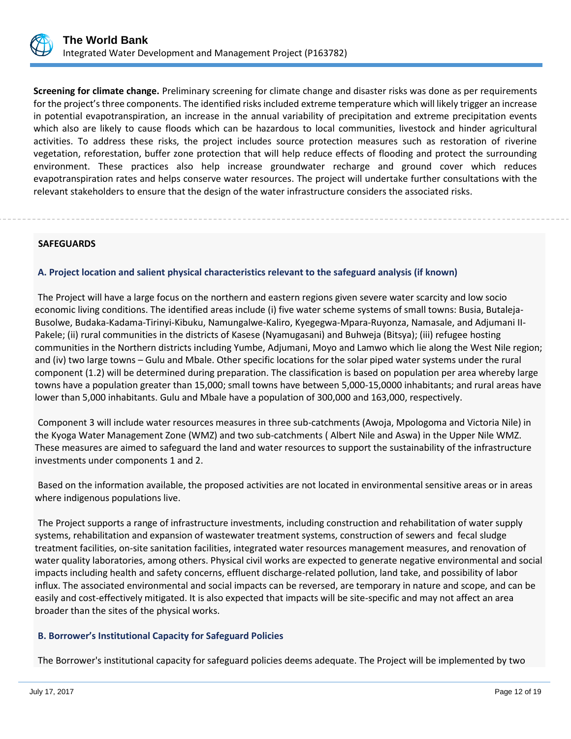**Screening for climate change.** Preliminary screening for climate change and disaster risks was done as per requirements for the project's three components. The identified risks included extreme temperature which will likely trigger an increase in potential evapotranspiration, an increase in the annual variability of precipitation and extreme precipitation events which also are likely to cause floods which can be hazardous to local communities, livestock and hinder agricultural activities. To address these risks, the project includes source protection measures such as restoration of riverine vegetation, reforestation, buffer zone protection that will help reduce effects of flooding and protect the surrounding environment. These practices also help increase groundwater recharge and ground cover which reduces evapotranspiration rates and helps conserve water resources. The project will undertake further consultations with the relevant stakeholders to ensure that the design of the water infrastructure considers the associated risks.

## SAFEGUARDS

### A. Project location and salient physical characteristics relevant to the safeguard analysis (if known)

The Project will have a large focus on the northern and eastern regions given severe water scarcity and low socio economic living conditions. The identified areas include (i) five water scheme systems of small towns: Busia, Butaleja-Busolwe, Budaka-Kadama-Tirinyi-Kibuku, Namungalwe-Kaliro, Kyegegwa-Mpara-Ruyonza, Namasale, and Adjumani II-Pakele; (ii) rural communities in the districts of Kasese (Nyamugasani) and Buhweja (Bitsya); (iii) refugee hosting communities in the Northern districts including Yumbe, Adjumani, Moyo and Lamwo which lie along the West Nile region; and (iv) two large towns – Gulu and Mbale. Other specific locations for the solar piped water systems under the rural component (1.2) will be determined during preparation. The classification is based on population per area whereby large towns have a population greater than 15,000; small towns have between 5,000-15,0000 inhabitants; and rural areas have lower than 5,000 inhabitants. Gulu and Mbale have a population of 300,000 and 163,000, respectively.

Component 3 will include water resources measures in three sub-catchments (Awoja, Mpologoma and Victoria Nile) in the Kyoga Water Management Zone (WMZ) and two sub-catchments ( Albert Nile and Aswa) in the Upper Nile WMZ. These measures are aimed to safeguard the land and water resources to support the sustainability of the infrastructure investments under components 1 and 2.

Based on the information available, the proposed activities are not located in environmental sensitive areas or in areas where indigenous populations live.

The Project supports a range of infrastructure investments, including construction and rehabilitation of water supply systems, rehabilitation and expansion of wastewater treatment systems, construction of sewers and fecal sludge treatment facilities, on-site sanitation facilities, integrated water resources management measures, and renovation of water quality laboratories, among others. Physical civil works are expected to generate negative environmental and social impacts including health and safety concerns, effluent discharge-related pollution, land take, and possibility of labor influx. The associated environmental and social impacts can be reversed, are temporary in nature and scope, and can be easily and cost-effectively mitigated. It is also expected that impacts will be site-specific and may not affect an area broader than the sites of the physical works.

### B. Borrower's Institutional Capacity for Safeguard Policies

The Borrower's institutional capacity for safeguard policies deems adequate. The Project will be implemented by two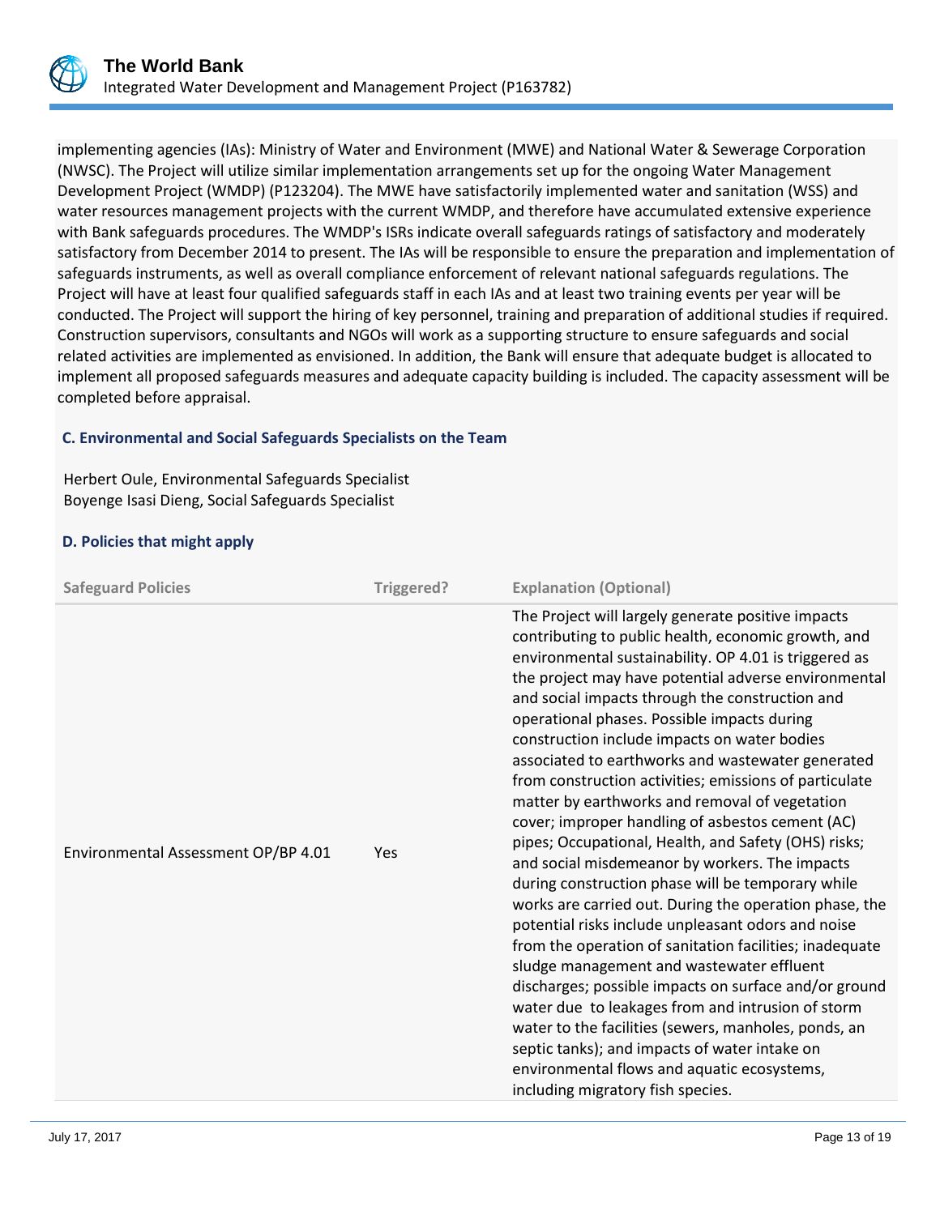implementing agencies (IAs): Ministry of Water and Environment (MWE) and National Water & Sewerage Corporation (NWSC). The Project will utilize similar implementation arrangements set up for the ongoing Water Management Development Project (WMDP) (P123204). The MWE have satisfactorily implemented water and sanitation (WSS) and water resources management projects with the current WMDP, and therefore have accumulated extensive experience with Bank safeguards procedures. The WMDP's ISRs indicate overall safeguards ratings of satisfactory and moderately satisfactory from December 2014 to present. The IAs will be responsible to ensure the preparation and implementation of safeguards instruments, as well as overall compliance enforcement of relevant national safeguards regulations. The Project will have at least four qualified safeguards staff in each IAs and at least two training events per year will be conducted. The Project will support the hiring of key personnel, training and preparation of additional studies if required. Construction supervisors, consultants and NGOs will work as a supporting structure to ensure safeguards and social related activities are implemented as envisioned. In addition, the Bank will ensure that adequate budget is allocated to implement all proposed safeguards measures and adequate capacity building is included. The capacity assessment will be completed before appraisal.

### C. Environmental and Social Safeguards Specialists on the Team

Herbert Oule, Environmental Safeguards Specialist
Boyenge Isasi Dieng, Social Safeguards Specialist

### D. Policies that might apply

| Safeguard Policies | Triggered? | Explanation (Optional) |
|---|---|---|
| Environmental Assessment OP/BP 4.01 | Yes | The Project will largely generate positive impacts contributing to public health, economic growth, and environmental sustainability. OP 4.01 is triggered as the project may have potential adverse environmental and social impacts through the construction and operational phases. Possible impacts during construction include impacts on water bodies associated to earthworks and wastewater generated from construction activities; emissions of particulate matter by earthworks and removal of vegetation cover; improper handling of asbestos cement (AC) pipes; Occupational, Health, and Safety (OHS) risks; and social misdemeanor by workers. The impacts during construction phase will be temporary while works are carried out. During the operation phase, the potential risks include unpleasant odors and noise from the operation of sanitation facilities; inadequate sludge management and wastewater effluent discharges; possible impacts on surface and/or ground water due to leakages from and intrusion of storm water to the facilities (sewers, manholes, ponds, an septic tanks); and impacts of water intake on environmental flows and aquatic ecosystems, including migratory fish species. |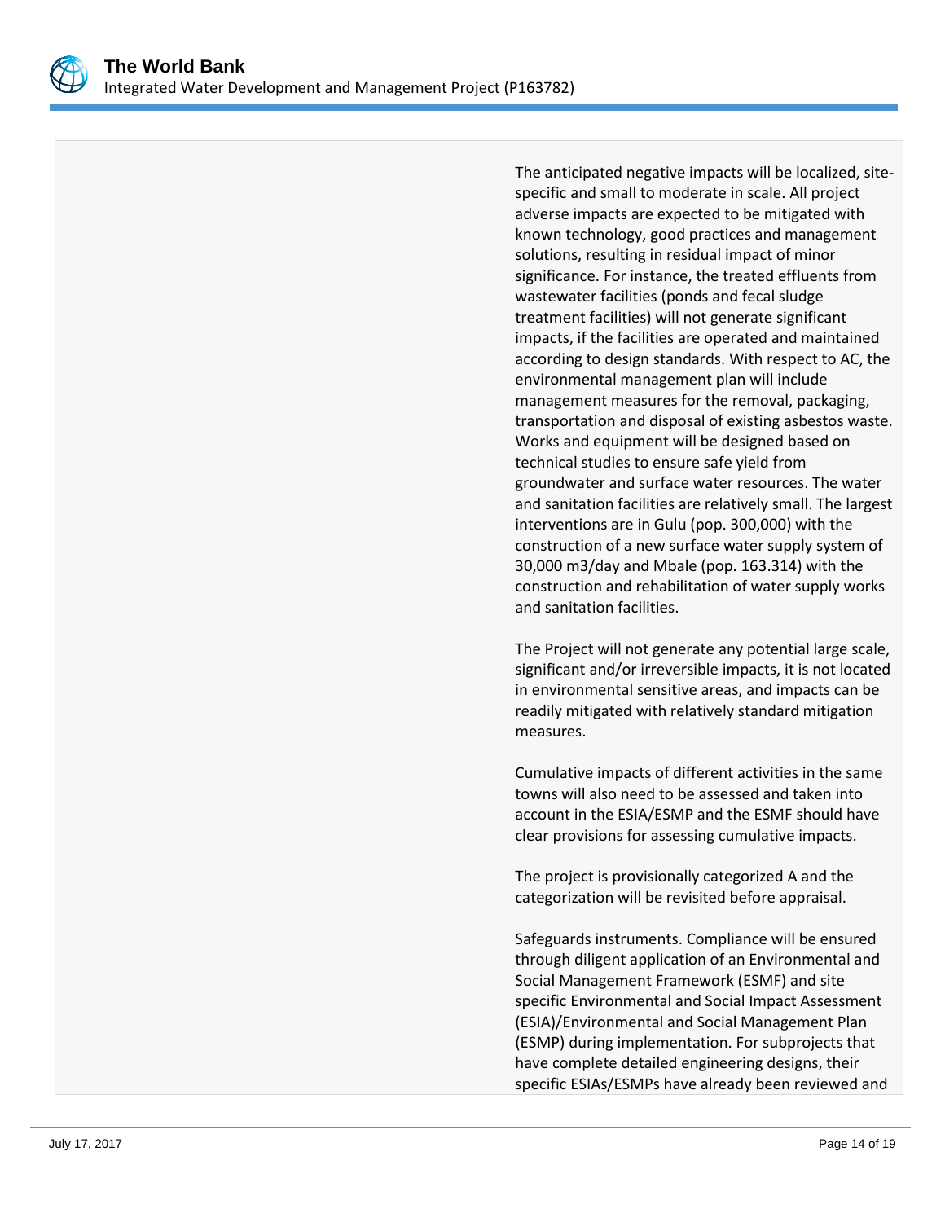The anticipated negative impacts will be localized, site-specific and small to moderate in scale. All project adverse impacts are expected to be mitigated with known technology, good practices and management solutions, resulting in residual impact of minor significance. For instance, the treated effluents from wastewater facilities (ponds and fecal sludge treatment facilities) will not generate significant impacts, if the facilities are operated and maintained according to design standards. With respect to AC, the environmental management plan will include management measures for the removal, packaging, transportation and disposal of existing asbestos waste. Works and equipment will be designed based on technical studies to ensure safe yield from groundwater and surface water resources. The water and sanitation facilities are relatively small. The largest interventions are in Gulu (pop. 300,000) with the construction of a new surface water supply system of 30,000 m3/day and Mbale (pop. 163.314) with the construction and rehabilitation of water supply works and sanitation facilities.

The Project will not generate any potential large scale, significant and/or irreversible impacts, it is not located in environmental sensitive areas, and impacts can be readily mitigated with relatively standard mitigation measures.

Cumulative impacts of different activities in the same towns will also need to be assessed and taken into account in the ESIA/ESMP and the ESMF should have clear provisions for assessing cumulative impacts.

The project is provisionally categorized A and the categorization will be revisited before appraisal.

Safeguards instruments. Compliance will be ensured through diligent application of an Environmental and Social Management Framework (ESMF) and site specific Environmental and Social Impact Assessment (ESIA)/Environmental and Social Management Plan (ESMP) during implementation. For subprojects that have complete detailed engineering designs, their specific ESIAs/ESMPs have already been reviewed and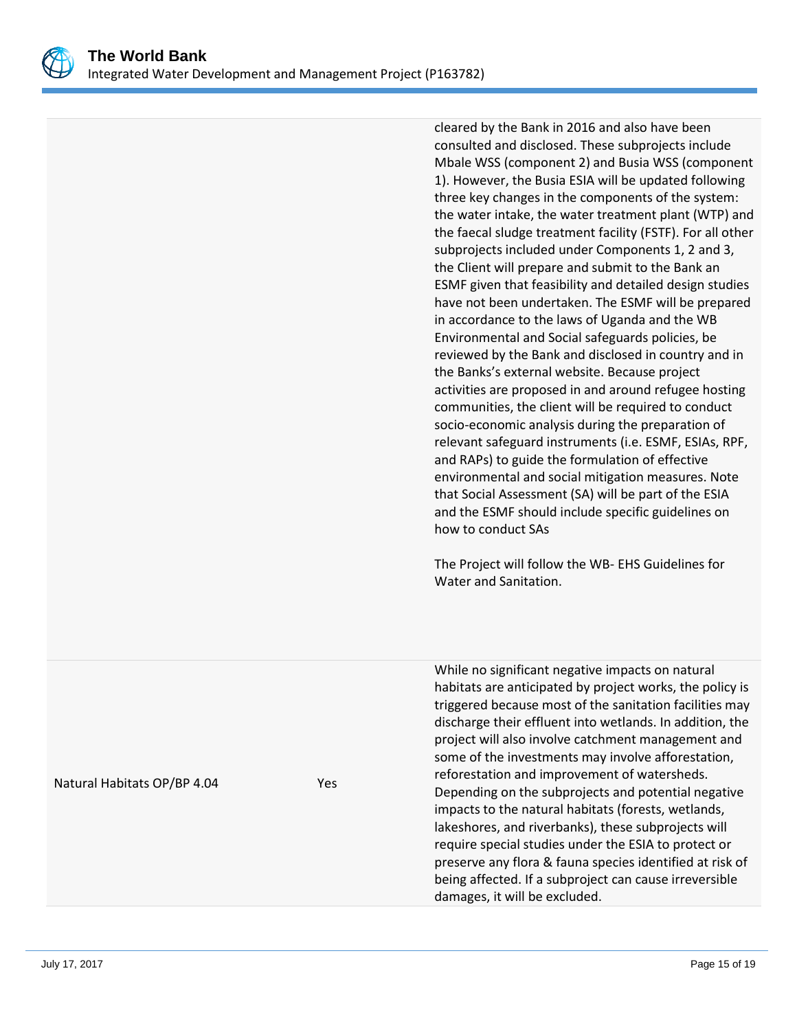| | | |
|---|---|---|
| | | cleared by the Bank in 2016 and also have been consulted and disclosed. These subprojects include Mbale WSS (component 2) and Busia WSS (component 1). However, the Busia ESIA will be updated following three key changes in the components of the system: the water intake, the water treatment plant (WTP) and the faecal sludge treatment facility (FSTF). For all other subprojects included under Components 1, 2 and 3, the Client will prepare and submit to the Bank an ESMF given that feasibility and detailed design studies have not been undertaken. The ESMF will be prepared in accordance to the laws of Uganda and the WB Environmental and Social safeguards policies, be reviewed by the Bank and disclosed in country and in the Banks's external website. Because project activities are proposed in and around refugee hosting communities, the client will be required to conduct socio-economic analysis during the preparation of relevant safeguard instruments (i.e. ESMF, ESIAs, RPF, and RAPs) to guide the formulation of effective environmental and social mitigation measures. Note that Social Assessment (SA) will be part of the ESIA and the ESMF should include specific guidelines on how to conduct SAs<br><br>The Project will follow the WB- EHS Guidelines for Water and Sanitation. |
| Natural Habitats OP/BP 4.04 | Yes | While no significant negative impacts on natural habitats are anticipated by project works, the policy is triggered because most of the sanitation facilities may discharge their effluent into wetlands. In addition, the project will also involve catchment management and some of the investments may involve afforestation, reforestation and improvement of watersheds. Depending on the subprojects and potential negative impacts to the natural habitats (forests, wetlands, lakeshores, and riverbanks), these subprojects will require special studies under the ESIA to protect or preserve any flora & fauna species identified at risk of being affected. If a subproject can cause irreversible damages, it will be excluded. |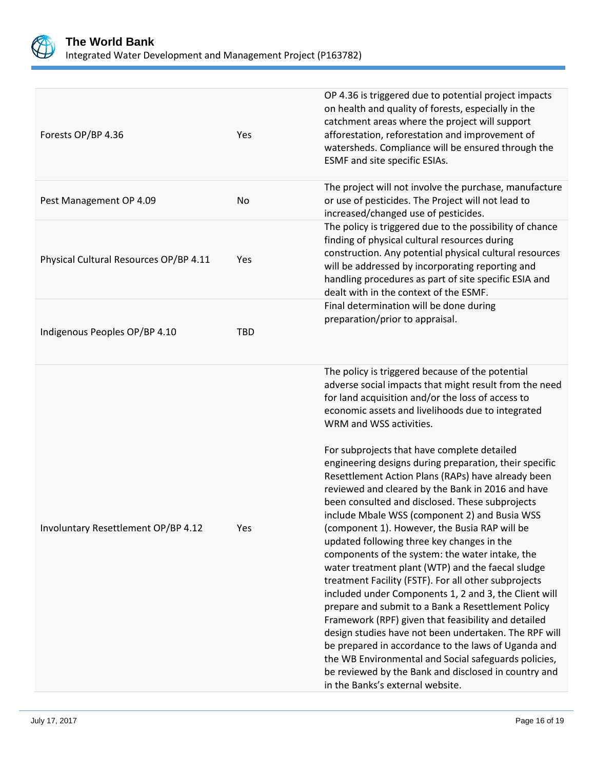| | | |
|---|---|---|
| Forests OP/BP 4.36 | Yes | OP 4.36 is triggered due to potential project impacts on health and quality of forests, especially in the catchment areas where the project will support afforestation, reforestation and improvement of watersheds. Compliance will be ensured through the ESMF and site specific ESIAs. |
| Pest Management OP 4.09 | No | The project will not involve the purchase, manufacture or use of pesticides. The Project will not lead to increased/changed use of pesticides. |
| Physical Cultural Resources OP/BP 4.11 | Yes | The policy is triggered due to the possibility of chance finding of physical cultural resources during construction. Any potential physical cultural resources will be addressed by incorporating reporting and handling procedures as part of site specific ESIA and dealt with in the context of the ESMF. |
| Indigenous Peoples OP/BP 4.10 | TBD | Final determination will be done during preparation/prior to appraisal. |
| Involuntary Resettlement OP/BP 4.12 | Yes | The policy is triggered because of the potential adverse social impacts that might result from the need for land acquisition and/or the loss of access to economic assets and livelihoods due to integrated WRM and WSS activities.<br><br>For subprojects that have complete detailed engineering designs during preparation, their specific Resettlement Action Plans (RAPs) have already been reviewed and cleared by the Bank in 2016 and have been consulted and disclosed. These subprojects include Mbale WSS (component 2) and Busia WSS (component 1). However, the Busia RAP will be updated following three key changes in the components of the system: the water intake, the water treatment plant (WTP) and the faecal sludge treatment Facility (FSTF). For all other subprojects included under Components 1, 2 and 3, the Client will prepare and submit to a Bank a Resettlement Policy Framework (RPF) given that feasibility and detailed design studies have not been undertaken. The RPF will be prepared in accordance to the laws of Uganda and the WB Environmental and Social safeguards policies, be reviewed by the Bank and disclosed in country and in the Banks's external website. |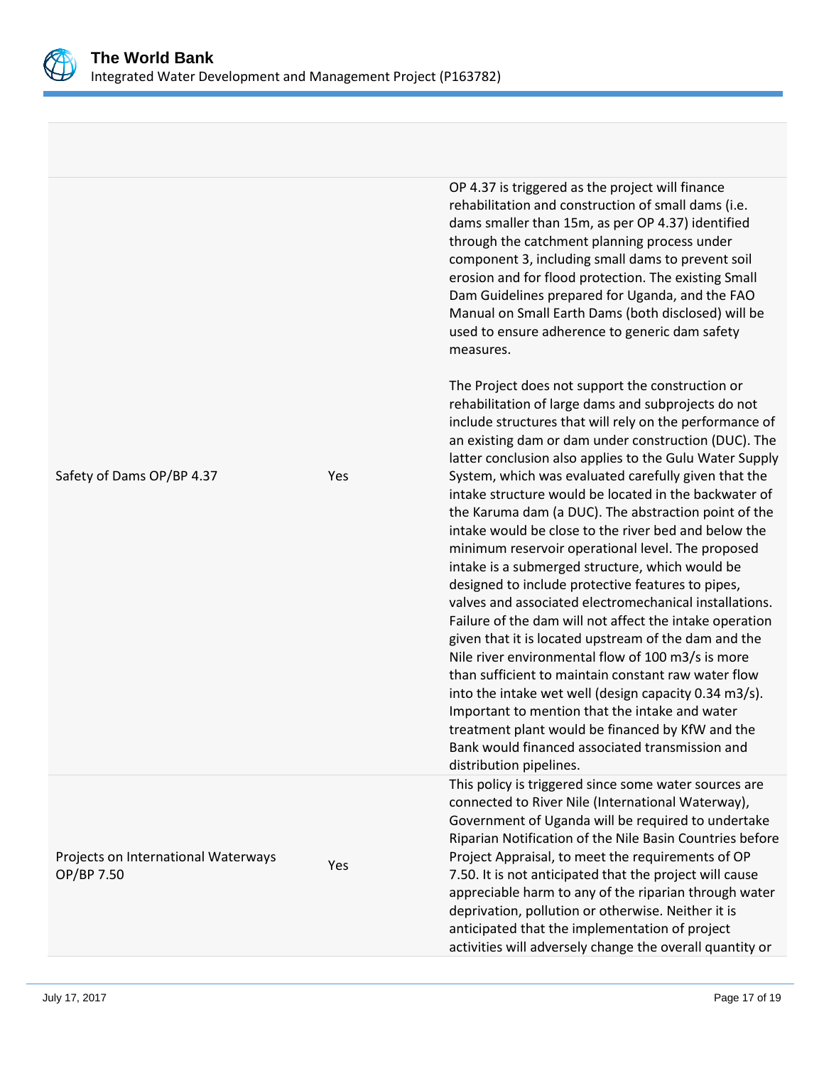| | | |
|---|---|---|
| Safety of Dams OP/BP 4.37 | Yes | OP 4.37 is triggered as the project will finance rehabilitation and construction of small dams (i.e. dams smaller than 15m, as per OP 4.37) identified through the catchment planning process under component 3, including small dams to prevent soil erosion and for flood protection. The existing Small Dam Guidelines prepared for Uganda, and the FAO Manual on Small Earth Dams (both disclosed) will be used to ensure adherence to generic dam safety measures.<br><br>The Project does not support the construction or rehabilitation of large dams and subprojects do not include structures that will rely on the performance of an existing dam or dam under construction (DUC). The latter conclusion also applies to the Gulu Water Supply System, which was evaluated carefully given that the intake structure would be located in the backwater of the Karuma dam (a DUC). The abstraction point of the intake would be close to the river bed and below the minimum reservoir operational level. The proposed intake is a submerged structure, which would be designed to include protective features to pipes, valves and associated electromechanical installations. Failure of the dam will not affect the intake operation given that it is located upstream of the dam and the Nile river environmental flow of 100 m3/s is more than sufficient to maintain constant raw water flow into the intake wet well (design capacity 0.34 m3/s). Important to mention that the intake and water treatment plant would be financed by KfW and the Bank would financed associated transmission and distribution pipelines. |
| Projects on International Waterways OP/BP 7.50 | Yes | This policy is triggered since some water sources are connected to River Nile (International Waterway), Government of Uganda will be required to undertake Riparian Notification of the Nile Basin Countries before Project Appraisal, to meet the requirements of OP 7.50. It is not anticipated that the project will cause appreciable harm to any of the riparian through water deprivation, pollution or otherwise. Neither it is anticipated that the implementation of project activities will adversely change the overall quantity or |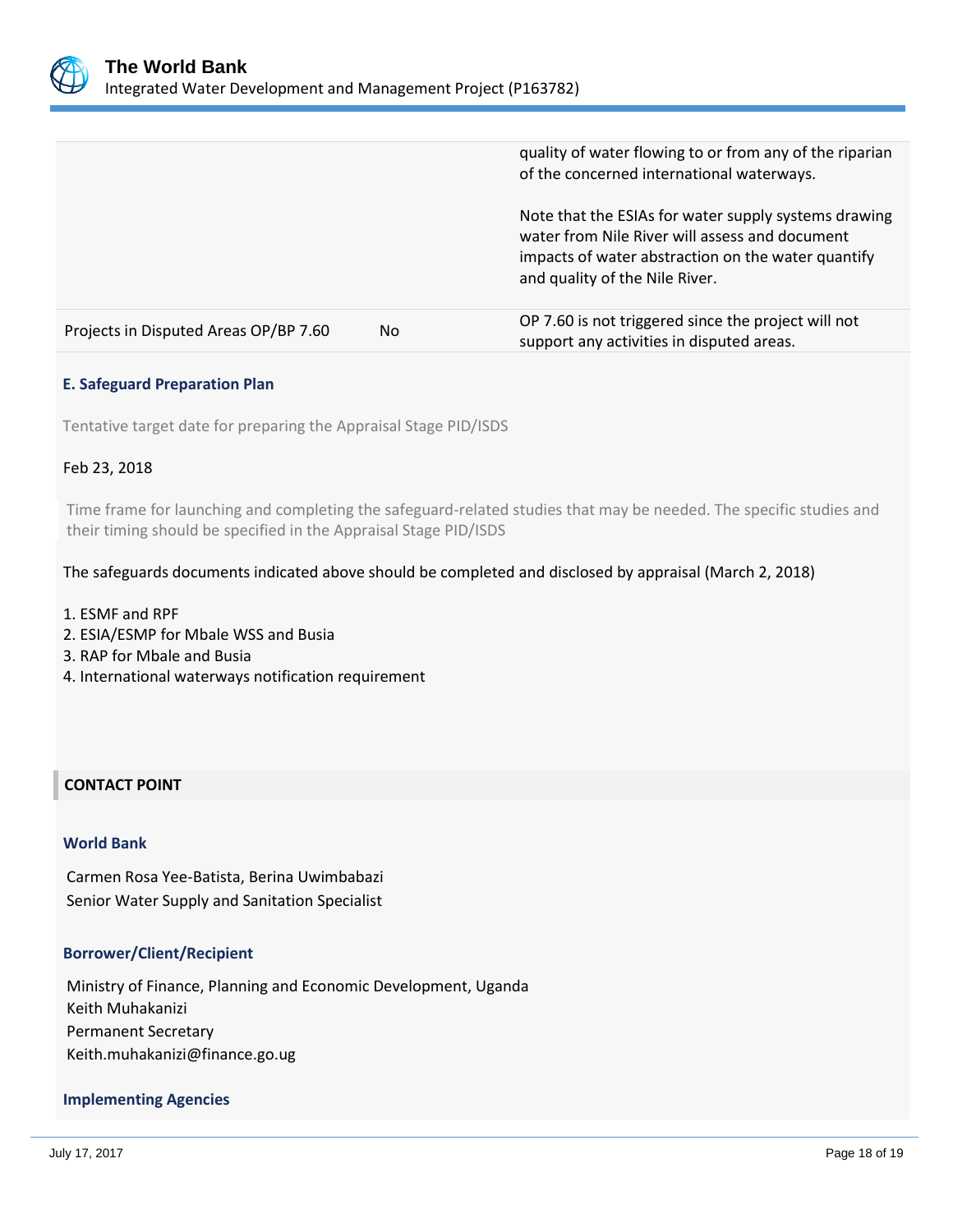| | | |
|---|---|---|
| | | quality of water flowing to or from any of the riparian of the concerned international waterways.<br><br>Note that the ESIAs for water supply systems drawing water from Nile River will assess and document impacts of water abstraction on the water quantify and quality of the Nile River. |
| Projects in Disputed Areas OP/BP 7.60 | No | OP 7.60 is not triggered since the project will not support any activities in disputed areas. |

### E. Safeguard Preparation Plan

Tentative target date for preparing the Appraisal Stage PID/ISDS

Feb 23, 2018

Time frame for launching and completing the safeguard-related studies that may be needed. The specific studies and their timing should be specified in the Appraisal Stage PID/ISDS

The safeguards documents indicated above should be completed and disclosed by appraisal (March 2, 2018)

1. ESMF and RPF
2. ESIA/ESMP for Mbale WSS and Busia
3. RAP for Mbale and Busia
4. International waterways notification requirement

## CONTACT POINT

### World Bank

Carmen Rosa Yee-Batista, Berina Uwimbabazi
Senior Water Supply and Sanitation Specialist

### Borrower/Client/Recipient

Ministry of Finance, Planning and Economic Development, Uganda
Keith Muhakanizi
Permanent Secretary
Keith.muhakanizi@finance.go.ug

### Implementing Agencies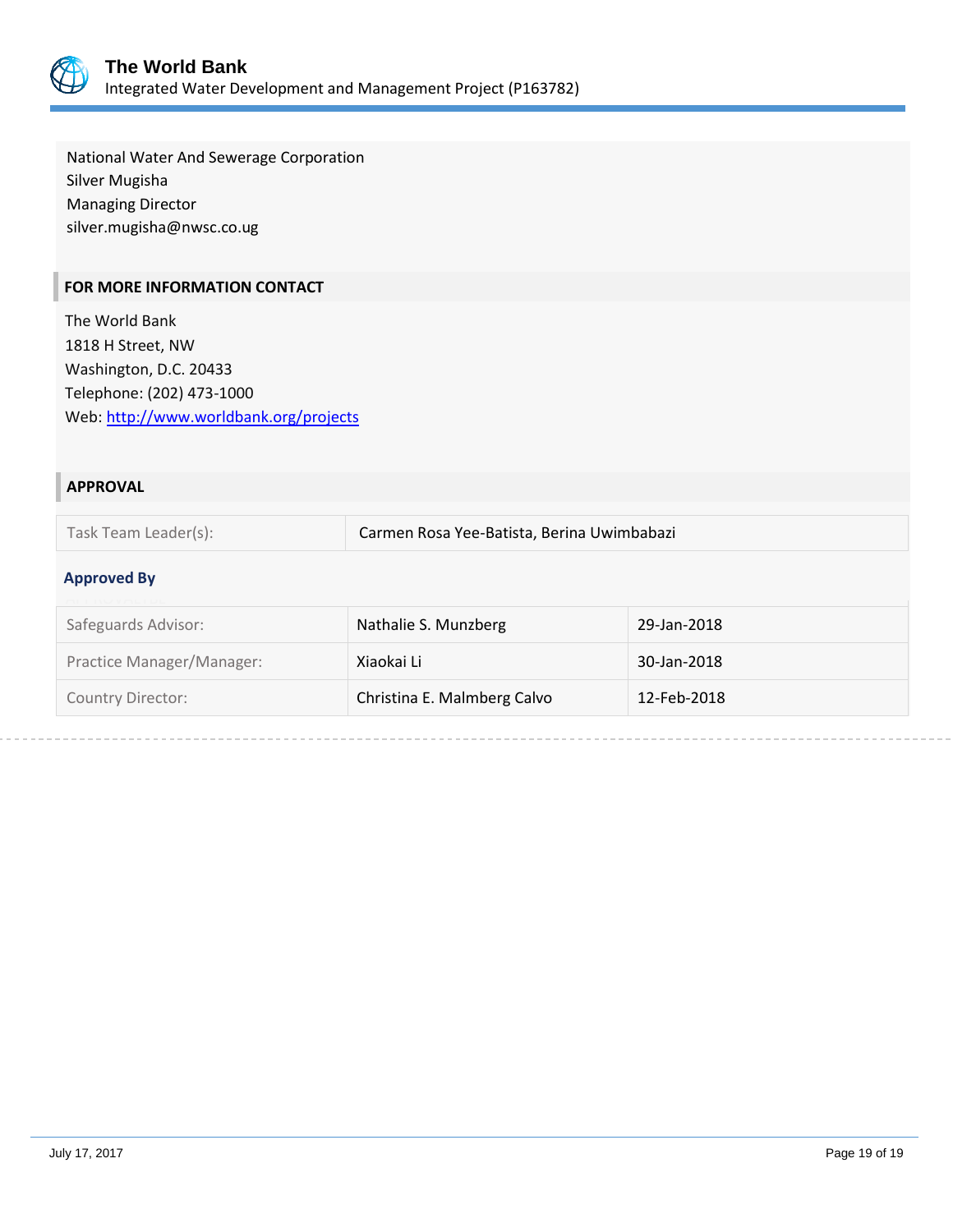National Water And Sewerage Corporation
Silver Mugisha
Managing Director
silver.mugisha@nwsc.co.ug

## FOR MORE INFORMATION CONTACT

The World Bank
1818 H Street, NW
Washington, D.C. 20433
Telephone: (202) 473-1000
Web: http://www.worldbank.org/projects

## APPROVAL

| | |
|---|---|
| Task Team Leader(s): | Carmen Rosa Yee-Batista, Berina Uwimbabazi |

### Approved By

| | | |
|---|---|---|
| Safeguards Advisor: | Nathalie S. Munzberg | 29-Jan-2018 |
| Practice Manager/Manager: | Xiaokai Li | 30-Jan-2018 |
| Country Director: | Christina E. Malmberg Calvo | 12-Feb-2018 |